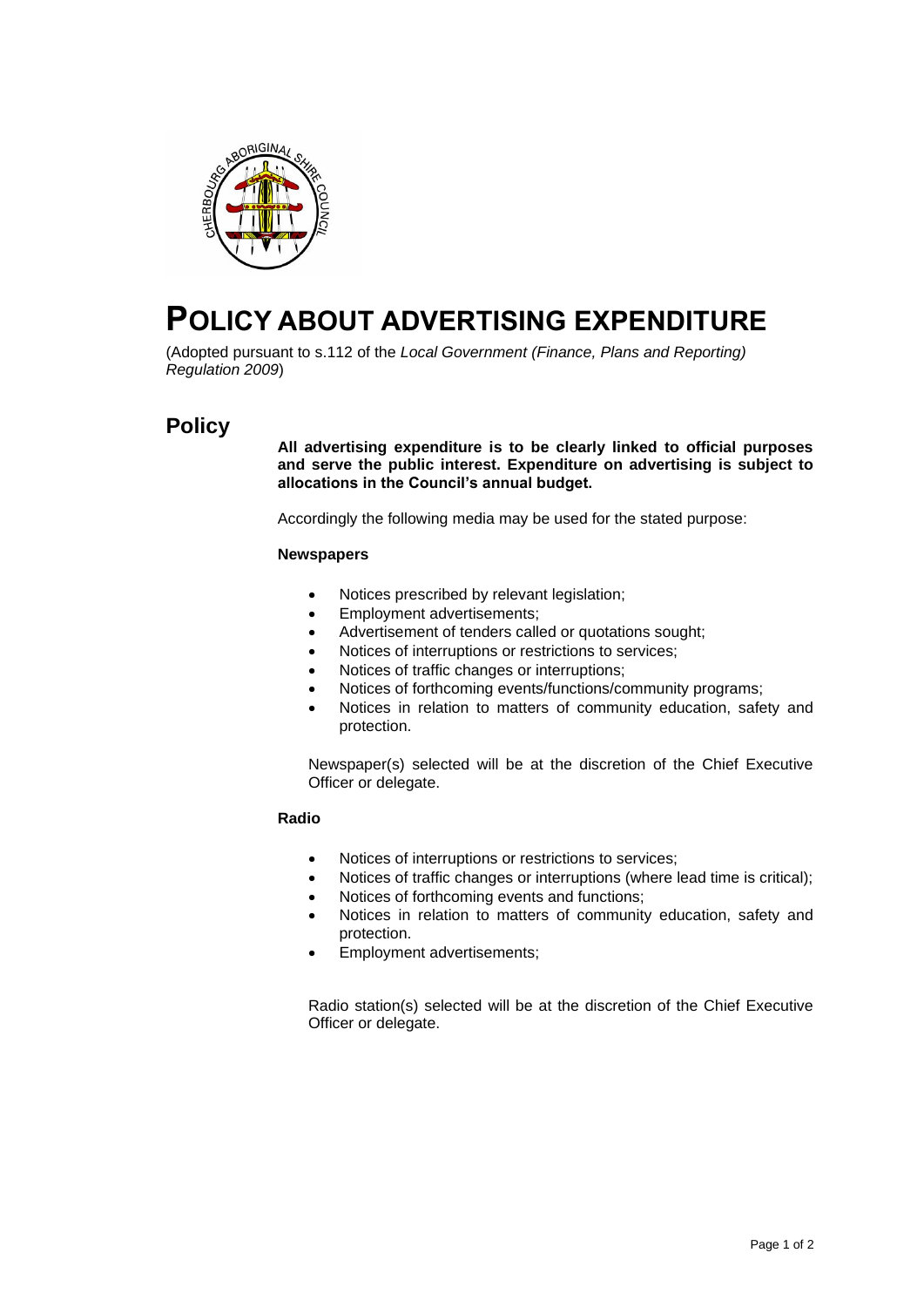# POLICY ABOUT ADVERTISING EXPENDITURE

(Adopted pursuant to s.112 of the *Local Government (Finance, Plans and Reporting) Regulation 2009*)

## Policy

**All advertising expenditure is to be clearly linked to official purposes and serve the public interest. Expenditure on advertising is subject to allocations in the Council's annual budget.**

Accordingly the following media may be used for the stated purpose:

**Newspapers**

- Notices prescribed by relevant legislation;
- Employment advertisements;
- Advertisement of tenders called or quotations sought;
- Notices of interruptions or restrictions to services;
- Notices of traffic changes or interruptions;
- Notices of forthcoming events/functions/community programs;
- Notices in relation to matters of community education, safety and protection.

Newspaper(s) selected will be at the discretion of the Chief Executive Officer or delegate.

**Radio**

- Notices of interruptions or restrictions to services;
- Notices of traffic changes or interruptions (where lead time is critical);
- Notices of forthcoming events and functions;
- Notices in relation to matters of community education, safety and protection.
- Employment advertisements;

Radio station(s) selected will be at the discretion of the Chief Executive Officer or delegate.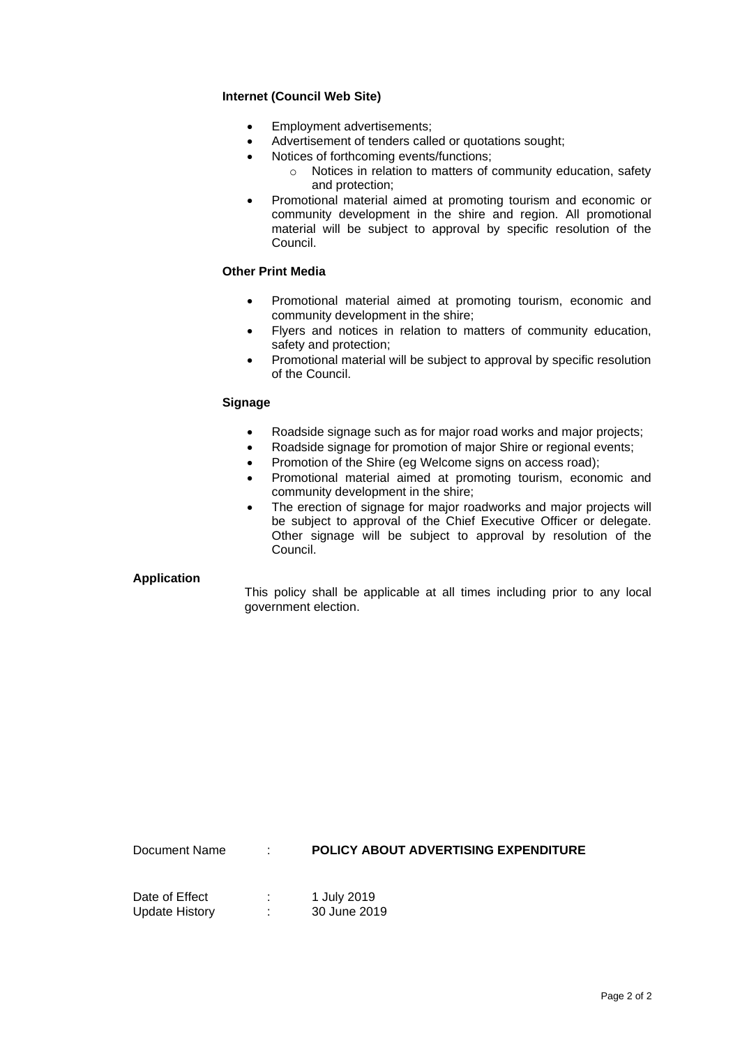**Internet (Council Web Site)**

- Employment advertisements;
- Advertisement of tenders called or quotations sought;
- Notices of forthcoming events/functions;
  - Notices in relation to matters of community education, safety and protection;
- Promotional material aimed at promoting tourism and economic or community development in the shire and region. All promotional material will be subject to approval by specific resolution of the Council.

**Other Print Media**

- Promotional material aimed at promoting tourism, economic and community development in the shire;
- Flyers and notices in relation to matters of community education, safety and protection;
- Promotional material will be subject to approval by specific resolution of the Council.

**Signage**

- Roadside signage such as for major road works and major projects;
- Roadside signage for promotion of major Shire or regional events;
- Promotion of the Shire (eg Welcome signs on access road);
- Promotional material aimed at promoting tourism, economic and community development in the shire;
- The erection of signage for major roadworks and major projects will be subject to approval of the Chief Executive Officer or delegate. Other signage will be subject to approval by resolution of the Council.

**Application**

This policy shall be applicable at all times including prior to any local government election.

| | | |
|---|---|---|
| Document Name | : | **POLICY ABOUT ADVERTISING EXPENDITURE** |
| Date of Effect | : | 1 July 2019 |
| Update History | : | 30 June 2019 |